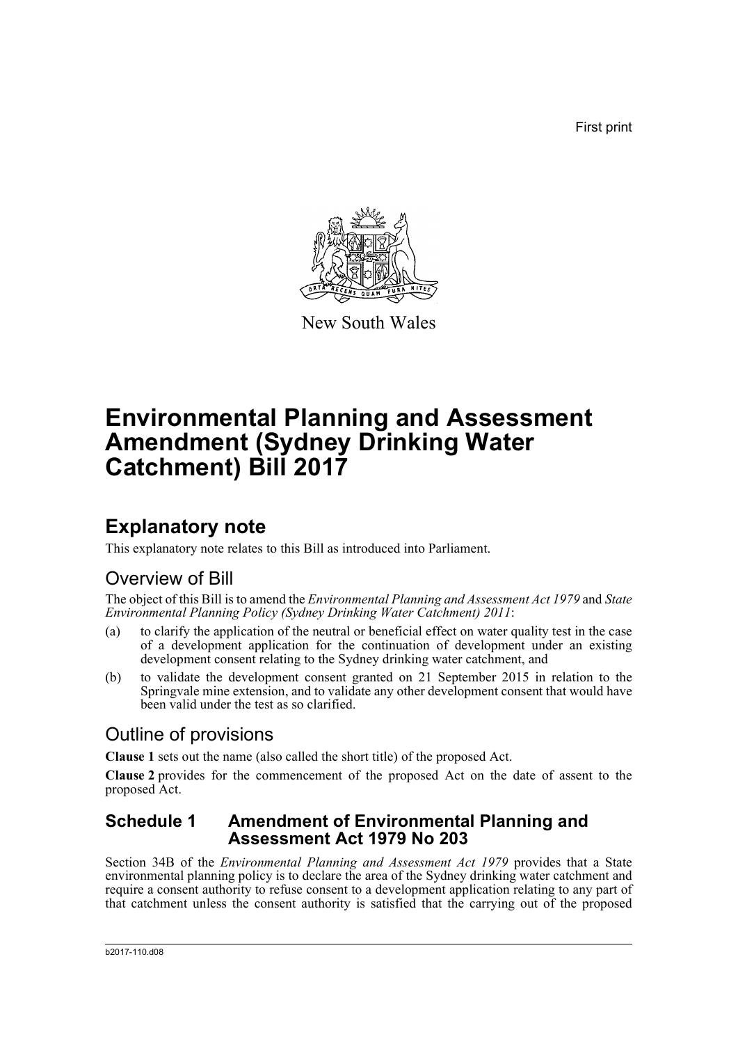First print

New South Wales

# Environmental Planning and Assessment Amendment (Sydney Drinking Water Catchment) Bill 2017

## Explanatory note

This explanatory note relates to this Bill as introduced into Parliament.

## Overview of Bill

The object of this Bill is to amend the *Environmental Planning and Assessment Act 1979* and *State Environmental Planning Policy (Sydney Drinking Water Catchment) 2011*:

(a) to clarify the application of the neutral or beneficial effect on water quality test in the case of a development application for the continuation of development under an existing development consent relating to the Sydney drinking water catchment, and

(b) to validate the development consent granted on 21 September 2015 in relation to the Springvale mine extension, and to validate any other development consent that would have been valid under the test as so clarified.

## Outline of provisions

**Clause 1** sets out the name (also called the short title) of the proposed Act.

**Clause 2** provides for the commencement of the proposed Act on the date of assent to the proposed Act.

### Schedule 1 Amendment of Environmental Planning and Assessment Act 1979 No 203

Section 34B of the *Environmental Planning and Assessment Act 1979* provides that a State environmental planning policy is to declare the area of the Sydney drinking water catchment and require a consent authority to refuse consent to a development application relating to any part of that catchment unless the consent authority is satisfied that the carrying out of the proposed

b2017-110.d08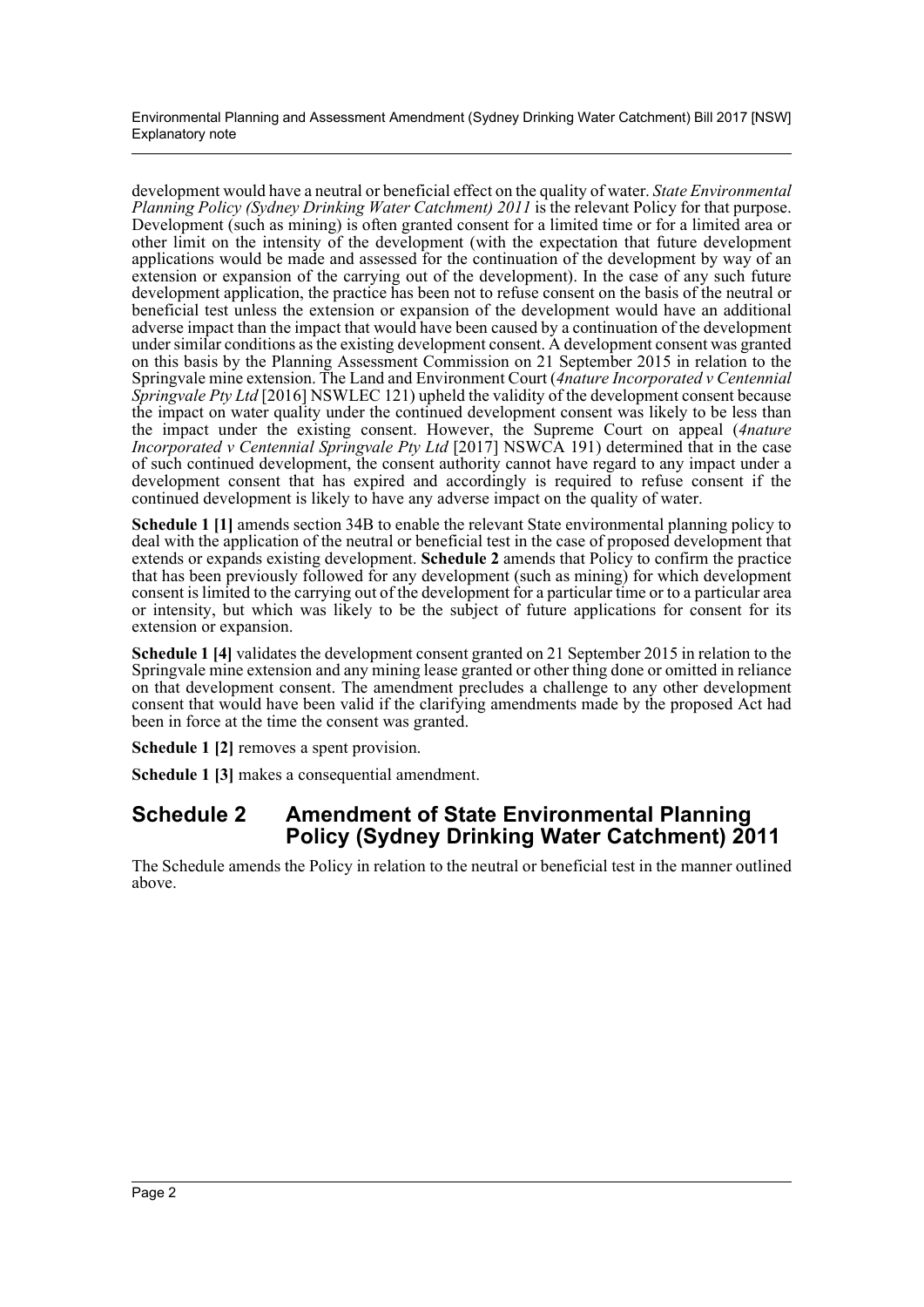development would have a neutral or beneficial effect on the quality of water. *State Environmental Planning Policy (Sydney Drinking Water Catchment) 2011* is the relevant Policy for that purpose. Development (such as mining) is often granted consent for a limited time or for a limited area or other limit on the intensity of the development (with the expectation that future development applications would be made and assessed for the continuation of the development by way of an extension or expansion of the carrying out of the development). In the case of any such future development application, the practice has been not to refuse consent on the basis of the neutral or beneficial test unless the extension or expansion of the development would have an additional adverse impact than the impact that would have been caused by a continuation of the development under similar conditions as the existing development consent. A development consent was granted on this basis by the Planning Assessment Commission on 21 September 2015 in relation to the Springvale mine extension. The Land and Environment Court (*4nature Incorporated v Centennial Springvale Pty Ltd* [2016] NSWLEC 121) upheld the validity of the development consent because the impact on water quality under the continued development consent was likely to be less than the impact under the existing consent. However, the Supreme Court on appeal (*4nature Incorporated v Centennial Springvale Pty Ltd* [2017] NSWCA 191) determined that in the case of such continued development, the consent authority cannot have regard to any impact under a development consent that has expired and accordingly is required to refuse consent if the continued development is likely to have any adverse impact on the quality of water.

**Schedule 1 [1]** amends section 34B to enable the relevant State environmental planning policy to deal with the application of the neutral or beneficial test in the case of proposed development that extends or expands existing development. **Schedule 2** amends that Policy to confirm the practice that has been previously followed for any development (such as mining) for which development consent is limited to the carrying out of the development for a particular time or to a particular area or intensity, but which was likely to be the subject of future applications for consent for its extension or expansion.

**Schedule 1 [4]** validates the development consent granted on 21 September 2015 in relation to the Springvale mine extension and any mining lease granted or other thing done or omitted in reliance on that development consent. The amendment precludes a challenge to any other development consent that would have been valid if the clarifying amendments made by the proposed Act had been in force at the time the consent was granted.

**Schedule 1 [2]** removes a spent provision.

**Schedule 1 [3]** makes a consequential amendment.

## Schedule 2 Amendment of State Environmental Planning Policy (Sydney Drinking Water Catchment) 2011

The Schedule amends the Policy in relation to the neutral or beneficial test in the manner outlined above.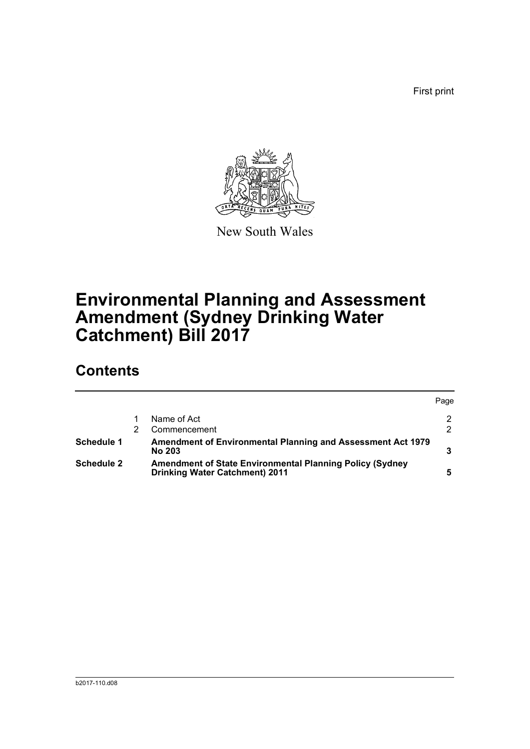First print

New South Wales

# Environmental Planning and Assessment Amendment (Sydney Drinking Water Catchment) Bill 2017

## Contents

| | | | Page |
|---|---|---|---|
| | 1 | Name of Act | 2 |
| | 2 | Commencement | 2 |
| **Schedule 1** | | **Amendment of Environmental Planning and Assessment Act 1979 No 203** | **3** |
| **Schedule 2** | | **Amendment of State Environmental Planning Policy (Sydney Drinking Water Catchment) 2011** | **5** |

b2017-110.d08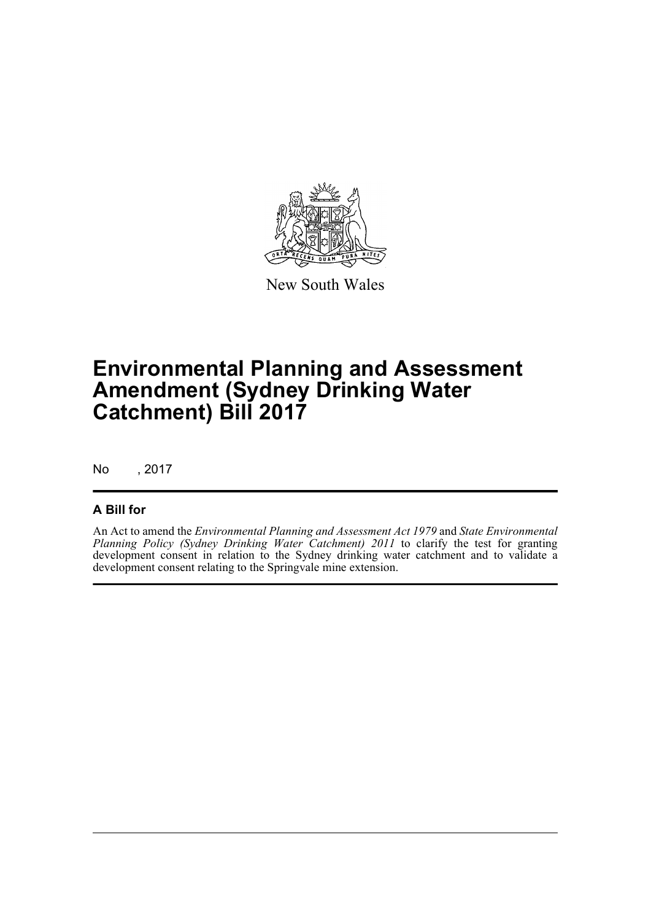New South Wales

# Environmental Planning and Assessment Amendment (Sydney Drinking Water Catchment) Bill 2017

No , 2017

## A Bill for

An Act to amend the *Environmental Planning and Assessment Act 1979* and *State Environmental Planning Policy (Sydney Drinking Water Catchment) 2011* to clarify the test for granting development consent in relation to the Sydney drinking water catchment and to validate a development consent relating to the Springvale mine extension.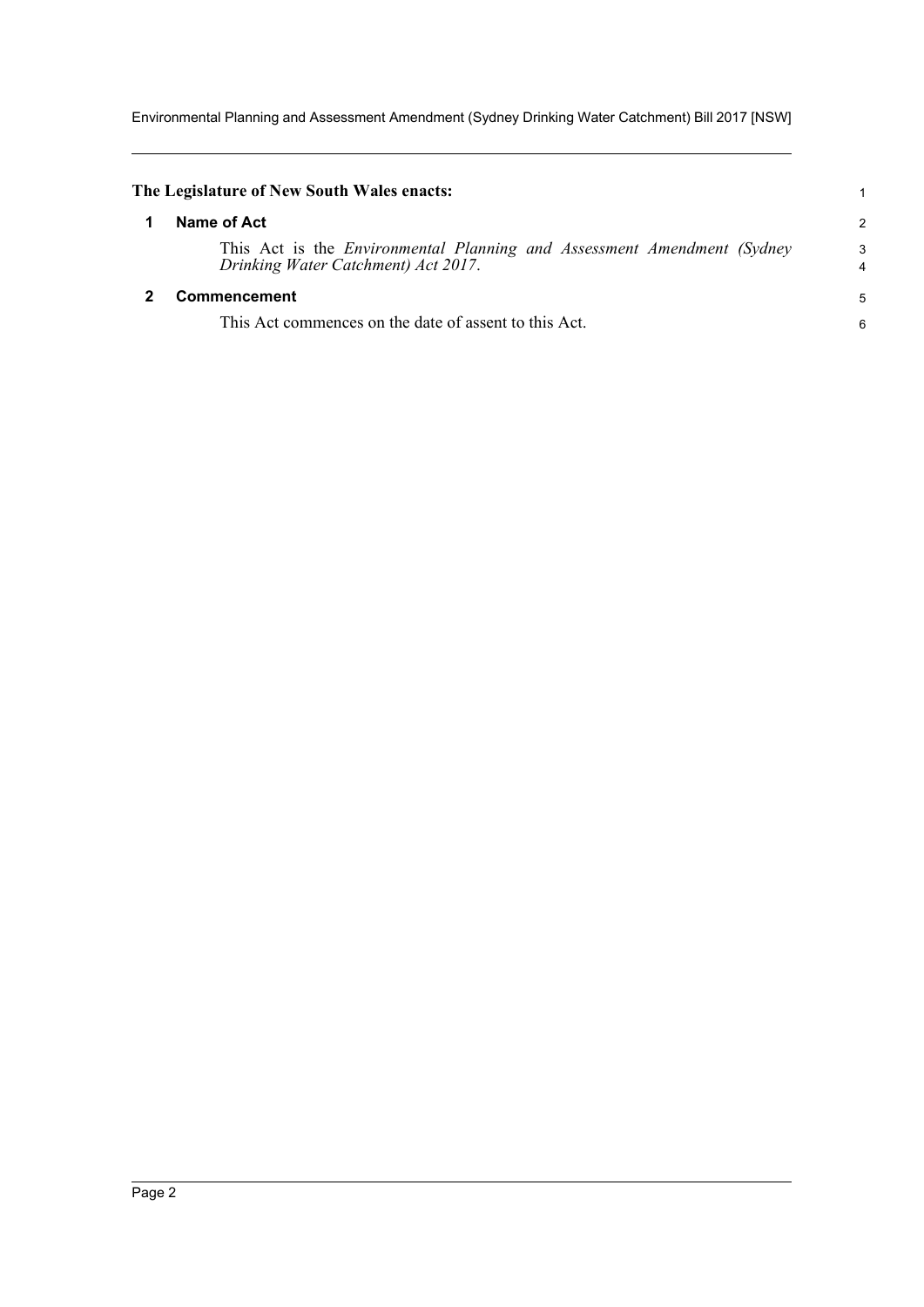**The Legislature of New South Wales enacts:**

## 1 Name of Act

This Act is the *Environmental Planning and Assessment Amendment (Sydney Drinking Water Catchment) Act 2017*.

## 2 Commencement

This Act commences on the date of assent to this Act.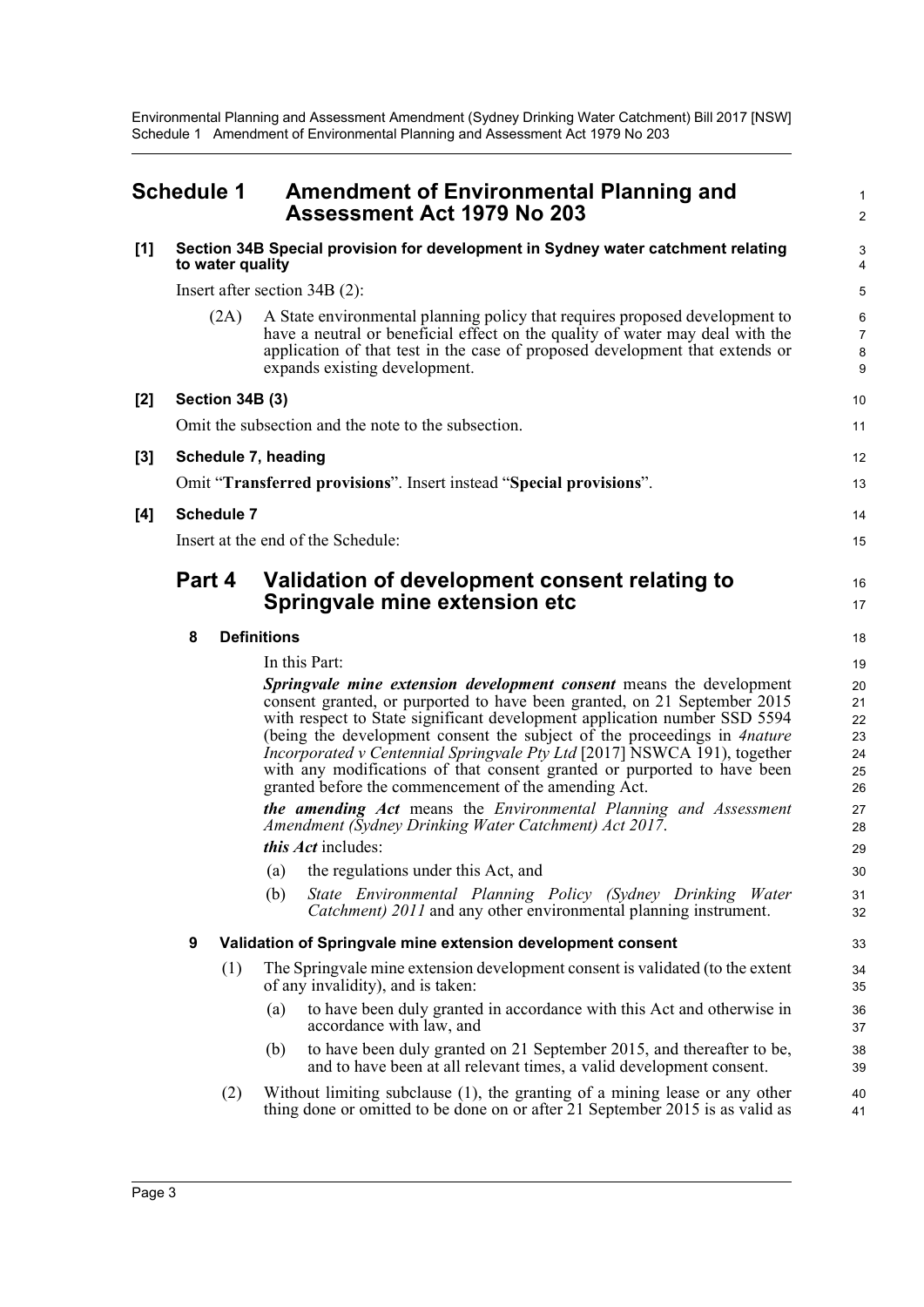# Schedule 1 Amendment of Environmental Planning and Assessment Act 1979 No 203

**[1] Section 34B Special provision for development in Sydney water catchment relating to water quality**

Insert after section 34B (2):

(2A) A State environmental planning policy that requires proposed development to have a neutral or beneficial effect on the quality of water may deal with the application of that test in the case of proposed development that extends or expands existing development.

**[2] Section 34B (3)**

Omit the subsection and the note to the subsection.

**[3] Schedule 7, heading**

Omit "**Transferred provisions**". Insert instead "**Special provisions**".

**[4] Schedule 7**

Insert at the end of the Schedule:

## Part 4 Validation of development consent relating to Springvale mine extension etc

### 8 Definitions

In this Part:

***Springvale mine extension development consent*** means the development consent granted, or purported to have been granted, on 21 September 2015 with respect to State significant development application number SSD 5594 (being the development consent the subject of the proceedings in *4nature Incorporated v Centennial Springvale Pty Ltd* [2017] NSWCA 191), together with any modifications of that consent granted or purported to have been granted before the commencement of the amending Act.

***the amending Act*** means the *Environmental Planning and Assessment Amendment (Sydney Drinking Water Catchment) Act 2017*.

***this Act*** includes:

(a) the regulations under this Act, and

(b) *State Environmental Planning Policy (Sydney Drinking Water Catchment) 2011* and any other environmental planning instrument.

### 9 Validation of Springvale mine extension development consent

(1) The Springvale mine extension development consent is validated (to the extent of any invalidity), and is taken:

(a) to have been duly granted in accordance with this Act and otherwise in accordance with law, and

(b) to have been duly granted on 21 September 2015, and thereafter to be, and to have been at all relevant times, a valid development consent.

(2) Without limiting subclause (1), the granting of a mining lease or any other thing done or omitted to be done on or after 21 September 2015 is as valid as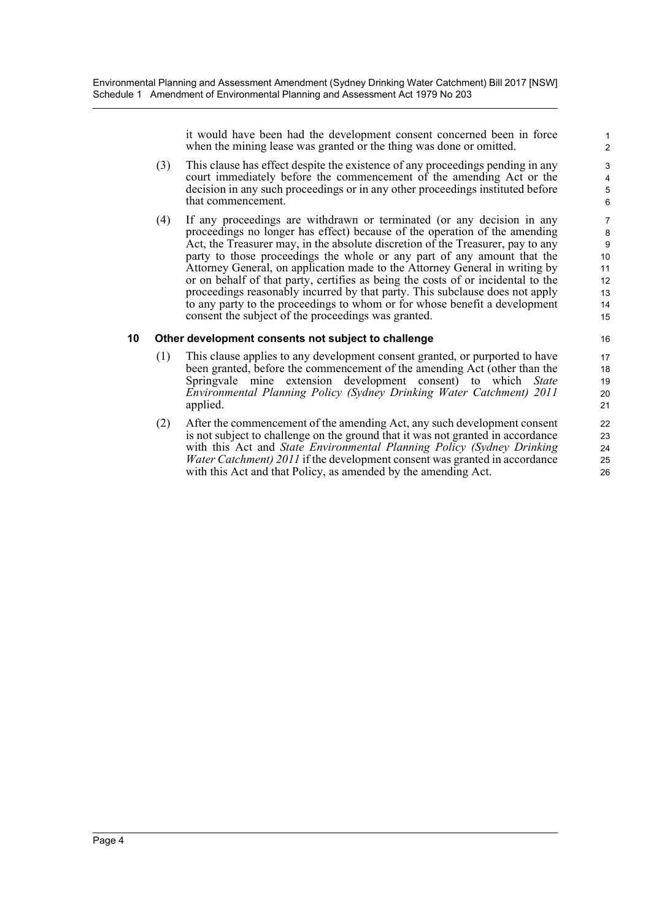it would have been had the development consent concerned been in force when the mining lease was granted or the thing was done or omitted.

(3) This clause has effect despite the existence of any proceedings pending in any court immediately before the commencement of the amending Act or the decision in any such proceedings or in any other proceedings instituted before that commencement.

(4) If any proceedings are withdrawn or terminated (or any decision in any proceedings no longer has effect) because of the operation of the amending Act, the Treasurer may, in the absolute discretion of the Treasurer, pay to any party to those proceedings the whole or any part of any amount that the Attorney General, on application made to the Attorney General in writing by or on behalf of that party, certifies as being the costs of or incidental to the proceedings reasonably incurred by that party. This subclause does not apply to any party to the proceedings to whom or for whose benefit a development consent the subject of the proceedings was granted.

### 10 Other development consents not subject to challenge

(1) This clause applies to any development consent granted, or purported to have been granted, before the commencement of the amending Act (other than the Springvale mine extension development consent) to which *State Environmental Planning Policy (Sydney Drinking Water Catchment) 2011* applied.

(2) After the commencement of the amending Act, any such development consent is not subject to challenge on the ground that it was not granted in accordance with this Act and *State Environmental Planning Policy (Sydney Drinking Water Catchment) 2011* if the development consent was granted in accordance with this Act and that Policy, as amended by the amending Act.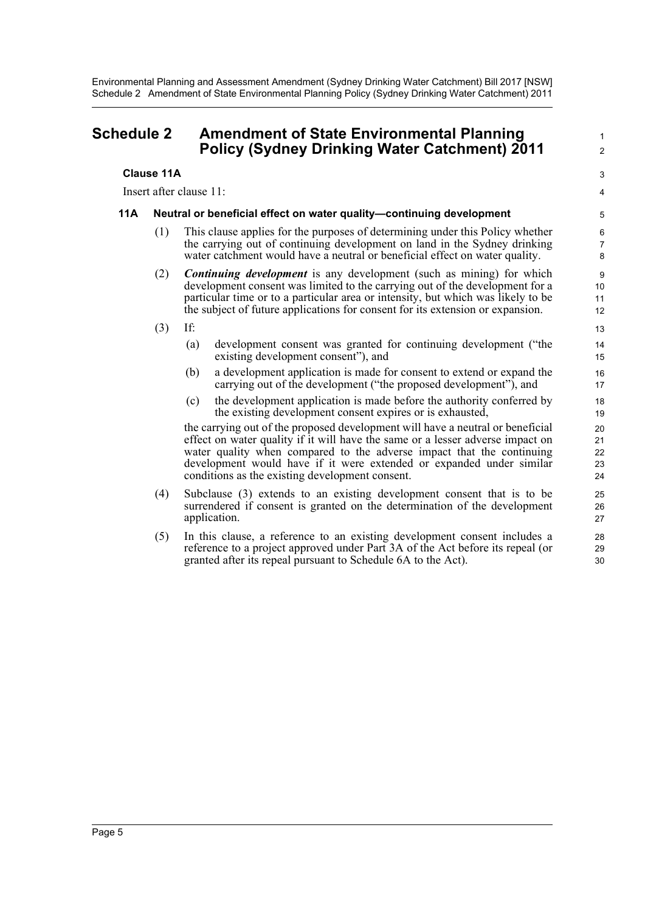# Schedule 2 Amendment of State Environmental Planning Policy (Sydney Drinking Water Catchment) 2011

### Clause 11A

Insert after clause 11:

#### 11A Neutral or beneficial effect on water quality—continuing development

(1) This clause applies for the purposes of determining under this Policy whether the carrying out of continuing development on land in the Sydney drinking water catchment would have a neutral or beneficial effect on water quality.

(2) ***Continuing development*** is any development (such as mining) for which development consent was limited to the carrying out of the development for a particular time or to a particular area or intensity, but which was likely to be the subject of future applications for consent for its extension or expansion.

(3) If:

- (a) development consent was granted for continuing development ("the existing development consent"), and
- (b) a development application is made for consent to extend or expand the carrying out of the development ("the proposed development"), and
- (c) the development application is made before the authority conferred by the existing development consent expires or is exhausted,

the carrying out of the proposed development will have a neutral or beneficial effect on water quality if it will have the same or a lesser adverse impact on water quality when compared to the adverse impact that the continuing development would have if it were extended or expanded under similar conditions as the existing development consent.

(4) Subclause (3) extends to an existing development consent that is to be surrendered if consent is granted on the determination of the development application.

(5) In this clause, a reference to an existing development consent includes a reference to a project approved under Part 3A of the Act before its repeal (or granted after its repeal pursuant to Schedule 6A to the Act).